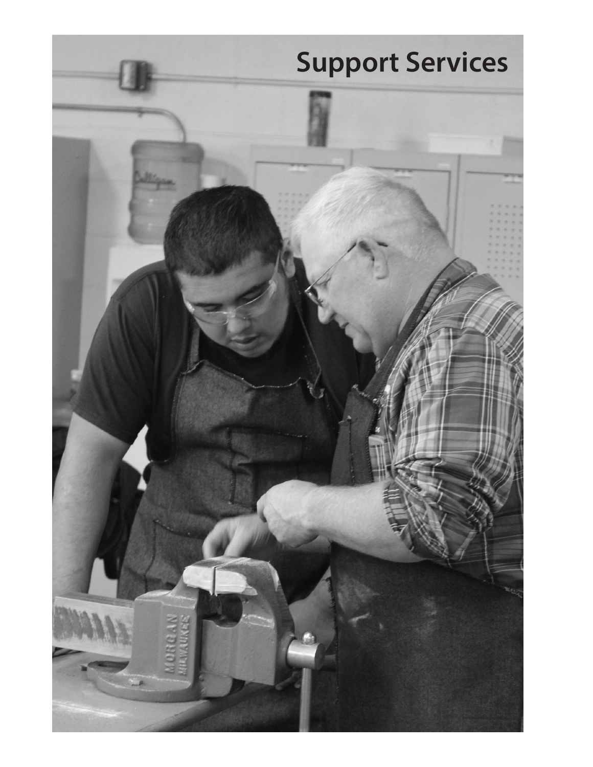# Support Services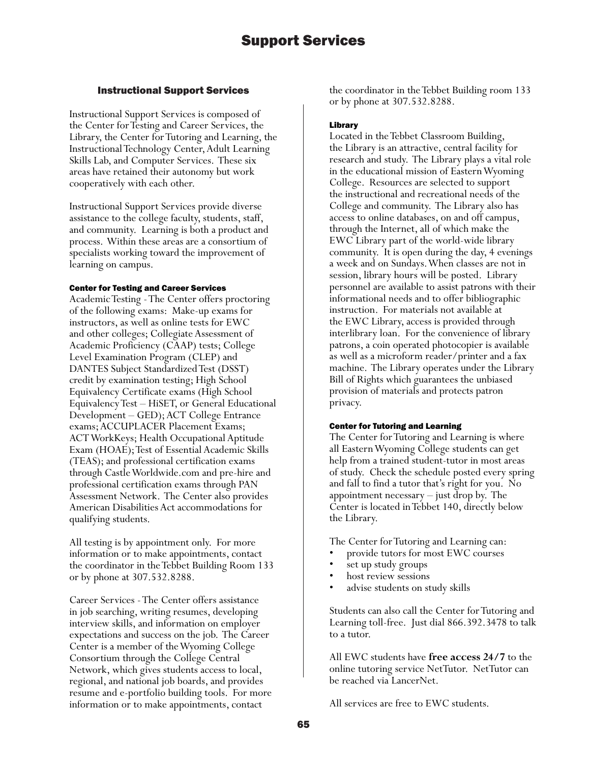# Support Services

## Instructional Support Services

Instructional Support Services is composed of the Center for Testing and Career Services, the Library, the Center for Tutoring and Learning, the Instructional Technology Center, Adult Learning Skills Lab, and Computer Services. These six areas have retained their autonomy but work cooperatively with each other.

Instructional Support Services provide diverse assistance to the college faculty, students, staff, and community. Learning is both a product and process. Within these areas are a consortium of specialists working toward the improvement of learning on campus.

### Center for Testing and Career Services

Academic Testing - The Center offers proctoring of the following exams: Make-up exams for instructors, as well as online tests for EWC and other colleges; Collegiate Assessment of Academic Proficiency (CAAP) tests; College Level Examination Program (CLEP) and DANTES Subject Standardized Test (DSST) credit by examination testing; High School Equivalency Certificate exams (High School Equivalency Test – HiSET, or General Educational Development – GED); ACT College Entrance exams; ACCUPLACER Placement Exams; ACT WorkKeys; Health Occupational Aptitude Exam (HOAE); Test of Essential Academic Skills (TEAS); and professional certification exams through Castle Worldwide.com and pre-hire and professional certification exams through PAN Assessment Network. The Center also provides American Disabilities Act accommodations for qualifying students.

All testing is by appointment only. For more information or to make appointments, contact the coordinator in the Tebbet Building Room 133 or by phone at 307.532.8288.

Career Services - The Center offers assistance in job searching, writing resumes, developing interview skills, and information on employer expectations and success on the job. The Career Center is a member of the Wyoming College Consortium through the College Central Network, which gives students access to local, regional, and national job boards, and provides resume and e-portfolio building tools. For more information or to make appointments, contact the coordinator in the Tebbet Building room 133 or by phone at 307.532.8288.

### Library

Located in the Tebbet Classroom Building, the Library is an attractive, central facility for research and study. The Library plays a vital role in the educational mission of Eastern Wyoming College. Resources are selected to support the instructional and recreational needs of the College and community. The Library also has access to online databases, on and off campus, through the Internet, all of which make the EWC Library part of the world-wide library community. It is open during the day, 4 evenings a week and on Sundays. When classes are not in session, library hours will be posted. Library personnel are available to assist patrons with their informational needs and to offer bibliographic instruction. For materials not available at the EWC Library, access is provided through interlibrary loan. For the convenience of library patrons, a coin operated photocopier is available as well as a microform reader/printer and a fax machine. The Library operates under the Library Bill of Rights which guarantees the unbiased provision of materials and protects patron privacy.

### Center for Tutoring and Learning

The Center for Tutoring and Learning is where all Eastern Wyoming College students can get help from a trained student-tutor in most areas of study. Check the schedule posted every spring and fall to find a tutor that's right for you. No appointment necessary – just drop by. The Center is located in Tebbet 140, directly below the Library.

The Center for Tutoring and Learning can:

- provide tutors for most EWC courses
- set up study groups
- host review sessions
- advise students on study skills

Students can also call the Center for Tutoring and Learning toll-free. Just dial 866.392.3478 to talk to a tutor.

All EWC students have **free access 24/7** to the online tutoring service NetTutor. NetTutor can be reached via LancerNet.

All services are free to EWC students.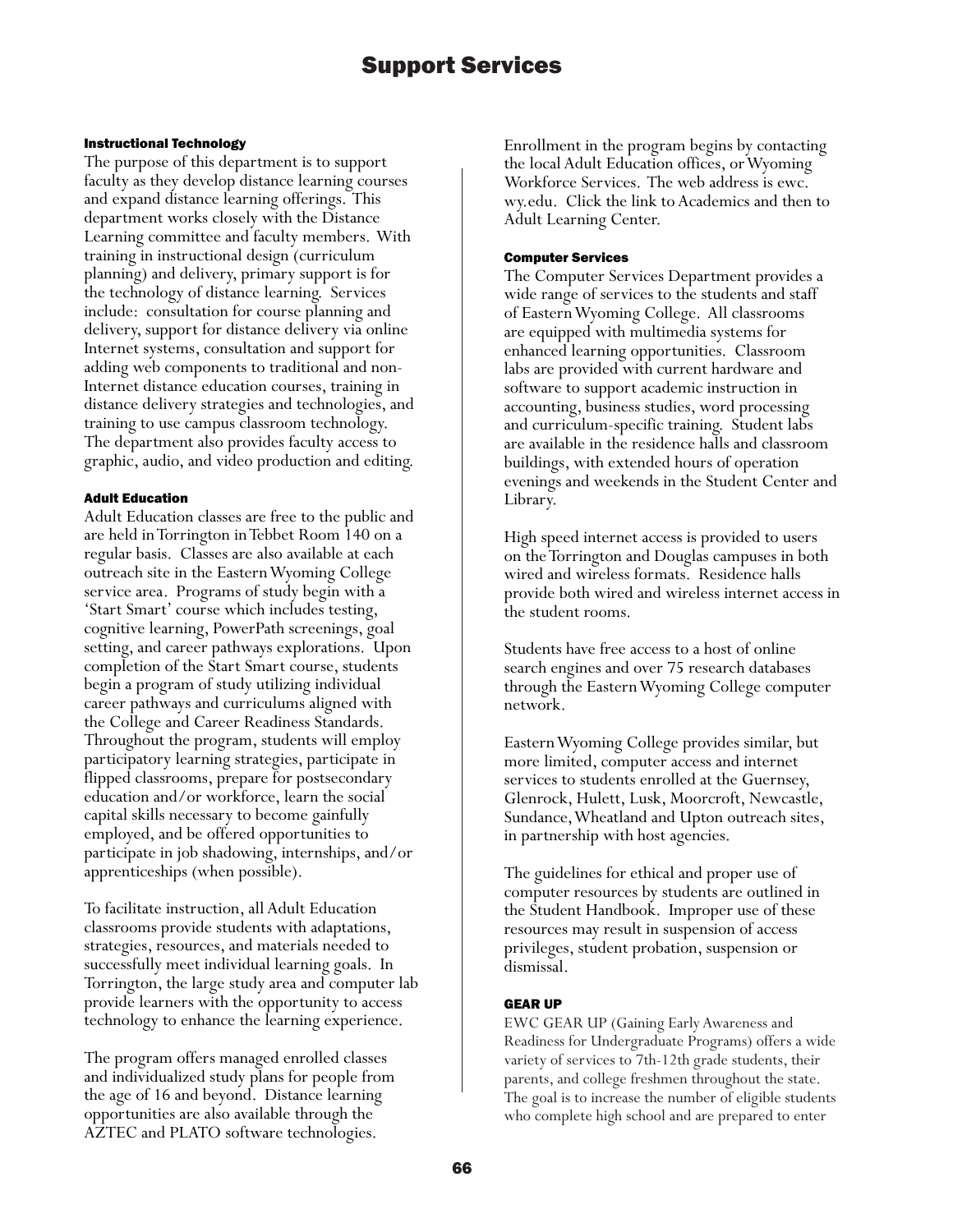# Support Services

### Instructional Technology

The purpose of this department is to support faculty as they develop distance learning courses and expand distance learning offerings. This department works closely with the Distance Learning committee and faculty members. With training in instructional design (curriculum planning) and delivery, primary support is for the technology of distance learning. Services include: consultation for course planning and delivery, support for distance delivery via online Internet systems, consultation and support for adding web components to traditional and non-Internet distance education courses, training in distance delivery strategies and technologies, and training to use campus classroom technology. The department also provides faculty access to graphic, audio, and video production and editing.

### Adult Education

Adult Education classes are free to the public and are held in Torrington in Tebbet Room 140 on a regular basis. Classes are also available at each outreach site in the Eastern Wyoming College service area. Programs of study begin with a 'Start Smart' course which includes testing, cognitive learning, PowerPath screenings, goal setting, and career pathways explorations. Upon completion of the Start Smart course, students begin a program of study utilizing individual career pathways and curriculums aligned with the College and Career Readiness Standards. Throughout the program, students will employ participatory learning strategies, participate in flipped classrooms, prepare for postsecondary education and/or workforce, learn the social capital skills necessary to become gainfully employed, and be offered opportunities to participate in job shadowing, internships, and/or apprenticeships (when possible).

To facilitate instruction, all Adult Education classrooms provide students with adaptations, strategies, resources, and materials needed to successfully meet individual learning goals. In Torrington, the large study area and computer lab provide learners with the opportunity to access technology to enhance the learning experience.

The program offers managed enrolled classes and individualized study plans for people from the age of 16 and beyond. Distance learning opportunities are also available through the AZTEC and PLATO software technologies.

Enrollment in the program begins by contacting the local Adult Education offices, or Wyoming Workforce Services. The web address is ewc.wy.edu. Click the link to Academics and then to Adult Learning Center.

### Computer Services

The Computer Services Department provides a wide range of services to the students and staff of Eastern Wyoming College. All classrooms are equipped with multimedia systems for enhanced learning opportunities. Classroom labs are provided with current hardware and software to support academic instruction in accounting, business studies, word processing and curriculum-specific training. Student labs are available in the residence halls and classroom buildings, with extended hours of operation evenings and weekends in the Student Center and Library.

High speed internet access is provided to users on the Torrington and Douglas campuses in both wired and wireless formats. Residence halls provide both wired and wireless internet access in the student rooms.

Students have free access to a host of online search engines and over 75 research databases through the Eastern Wyoming College computer network.

Eastern Wyoming College provides similar, but more limited, computer access and internet services to students enrolled at the Guernsey, Glenrock, Hulett, Lusk, Moorcroft, Newcastle, Sundance, Wheatland and Upton outreach sites, in partnership with host agencies.

The guidelines for ethical and proper use of computer resources by students are outlined in the Student Handbook. Improper use of these resources may result in suspension of access privileges, student probation, suspension or dismissal.

### GEAR UP

EWC GEAR UP (Gaining Early Awareness and Readiness for Undergraduate Programs) offers a wide variety of services to 7th-12th grade students, their parents, and college freshmen throughout the state. The goal is to increase the number of eligible students who complete high school and are prepared to enter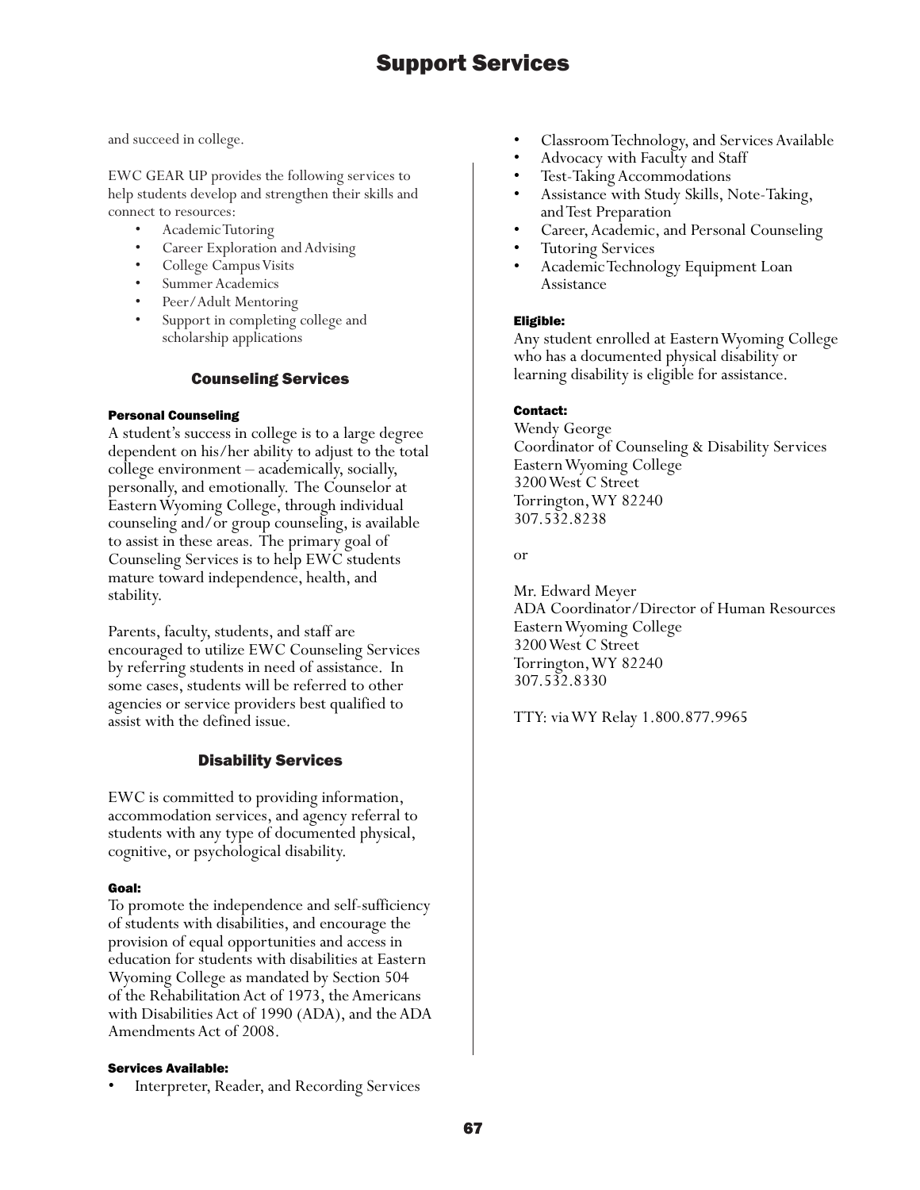and succeed in college.

EWC GEAR UP provides the following services to help students develop and strengthen their skills and connect to resources:

- Academic Tutoring
- Career Exploration and Advising
- College Campus Visits
- Summer Academics
- Peer/Adult Mentoring
- Support in completing college and scholarship applications

## Counseling Services

#### Personal Counseling

A student's success in college is to a large degree dependent on his/her ability to adjust to the total college environment – academically, socially, personally, and emotionally. The Counselor at Eastern Wyoming College, through individual counseling and/or group counseling, is available to assist in these areas. The primary goal of Counseling Services is to help EWC students mature toward independence, health, and stability.

Parents, faculty, students, and staff are encouraged to utilize EWC Counseling Services by referring students in need of assistance. In some cases, students will be referred to other agencies or service providers best qualified to assist with the defined issue.

## Disability Services

EWC is committed to providing information, accommodation services, and agency referral to students with any type of documented physical, cognitive, or psychological disability.

#### Goal:

To promote the independence and self-sufficiency of students with disabilities, and encourage the provision of equal opportunities and access in education for students with disabilities at Eastern Wyoming College as mandated by Section 504 of the Rehabilitation Act of 1973, the Americans with Disabilities Act of 1990 (ADA), and the ADA Amendments Act of 2008.

#### Services Available:

- Interpreter, Reader, and Recording Services
- Classroom Technology, and Services Available
- Advocacy with Faculty and Staff
- Test-Taking Accommodations
- Assistance with Study Skills, Note-Taking, and Test Preparation
- Career, Academic, and Personal Counseling
- Tutoring Services
- Academic Technology Equipment Loan Assistance

#### Eligible:

Any student enrolled at Eastern Wyoming College who has a documented physical disability or learning disability is eligible for assistance.

#### Contact:

Wendy George
Coordinator of Counseling & Disability Services
Eastern Wyoming College
3200 West C Street
Torrington, WY 82240
307.532.8238

or

Mr. Edward Meyer
ADA Coordinator/Director of Human Resources
Eastern Wyoming College
3200 West C Street
Torrington, WY 82240
307.532.8330

TTY: via WY Relay 1.800.877.9965